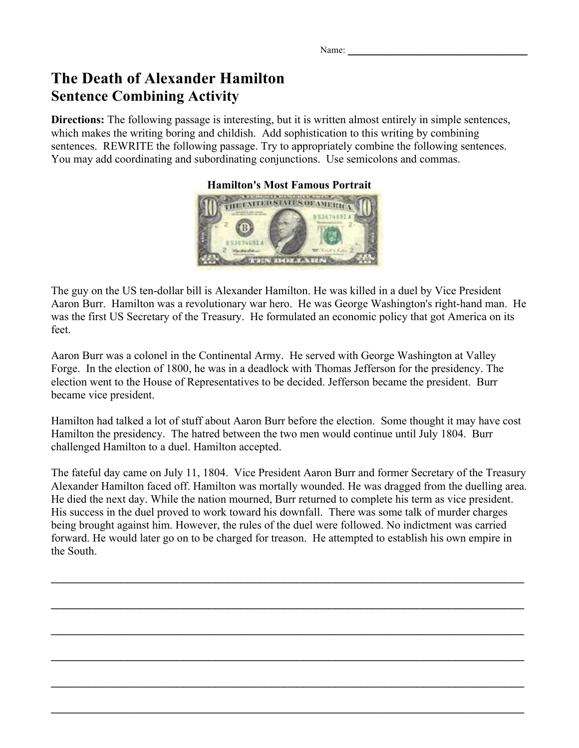Name: ___________________________

# The Death of Alexander Hamilton
## Sentence Combining Activity

**Directions:** The following passage is interesting, but it is written almost entirely in simple sentences, which makes the writing boring and childish. Add sophistication to this writing by combining sentences. REWRITE the following passage. Try to appropriately combine the following sentences. You may add coordinating and subordinating conjunctions. Use semicolons and commas.

**Hamilton's Most Famous Portrait**

The guy on the US ten-dollar bill is Alexander Hamilton. He was killed in a duel by Vice President Aaron Burr. Hamilton was a revolutionary war hero. He was George Washington's right-hand man. He was the first US Secretary of the Treasury. He formulated an economic policy that got America on its feet.

Aaron Burr was a colonel in the Continental Army. He served with George Washington at Valley Forge. In the election of 1800, he was in a deadlock with Thomas Jefferson for the presidency. The election went to the House of Representatives to be decided. Jefferson became the president. Burr became vice president.

Hamilton had talked a lot of stuff about Aaron Burr before the election. Some thought it may have cost Hamilton the presidency. The hatred between the two men would continue until July 1804. Burr challenged Hamilton to a duel. Hamilton accepted.

The fateful day came on July 11, 1804. Vice President Aaron Burr and former Secretary of the Treasury Alexander Hamilton faced off. Hamilton was mortally wounded. He was dragged from the duelling area. He died the next day. While the nation mourned, Burr returned to complete his term as vice president. His success in the duel proved to work toward his downfall. There was some talk of murder charges being brought against him. However, the rules of the duel were followed. No indictment was carried forward. He would later go on to be charged for treason. He attempted to establish his own empire in the South.

_______________________________________________________________________________

_______________________________________________________________________________

_______________________________________________________________________________

_______________________________________________________________________________

_______________________________________________________________________________

_______________________________________________________________________________